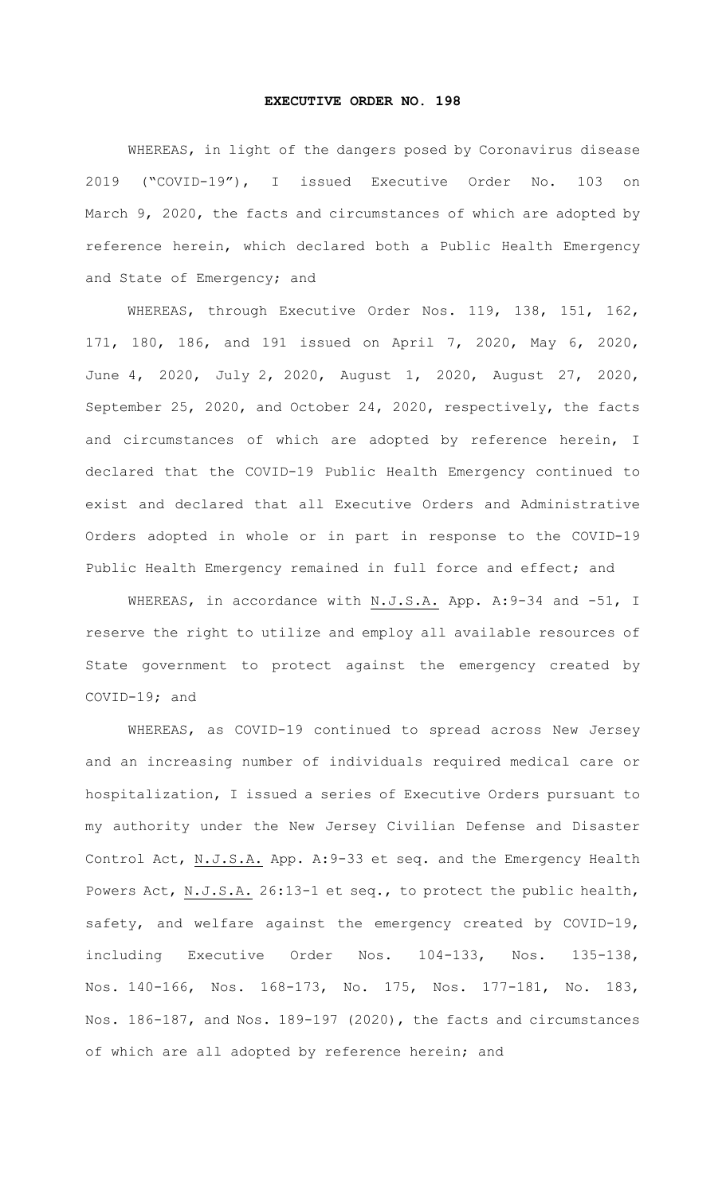# EXECUTIVE ORDER NO. 198

WHEREAS, in light of the dangers posed by Coronavirus disease 2019 ("COVID-19"), I issued Executive Order No. 103 on March 9, 2020, the facts and circumstances of which are adopted by reference herein, which declared both a Public Health Emergency and State of Emergency; and

WHEREAS, through Executive Order Nos. 119, 138, 151, 162, 171, 180, 186, and 191 issued on April 7, 2020, May 6, 2020, June 4, 2020, July 2, 2020, August 1, 2020, August 27, 2020, September 25, 2020, and October 24, 2020, respectively, the facts and circumstances of which are adopted by reference herein, I declared that the COVID-19 Public Health Emergency continued to exist and declared that all Executive Orders and Administrative Orders adopted in whole or in part in response to the COVID-19 Public Health Emergency remained in full force and effect; and

WHEREAS, in accordance with N.J.S.A. App. A:9-34 and -51, I reserve the right to utilize and employ all available resources of State government to protect against the emergency created by COVID-19; and

WHEREAS, as COVID-19 continued to spread across New Jersey and an increasing number of individuals required medical care or hospitalization, I issued a series of Executive Orders pursuant to my authority under the New Jersey Civilian Defense and Disaster Control Act, N.J.S.A. App. A:9-33 et seq. and the Emergency Health Powers Act, N.J.S.A. 26:13-1 et seq., to protect the public health, safety, and welfare against the emergency created by COVID-19, including Executive Order Nos. 104-133, Nos. 135-138, Nos. 140-166, Nos. 168-173, No. 175, Nos. 177-181, No. 183, Nos. 186-187, and Nos. 189-197 (2020), the facts and circumstances of which are all adopted by reference herein; and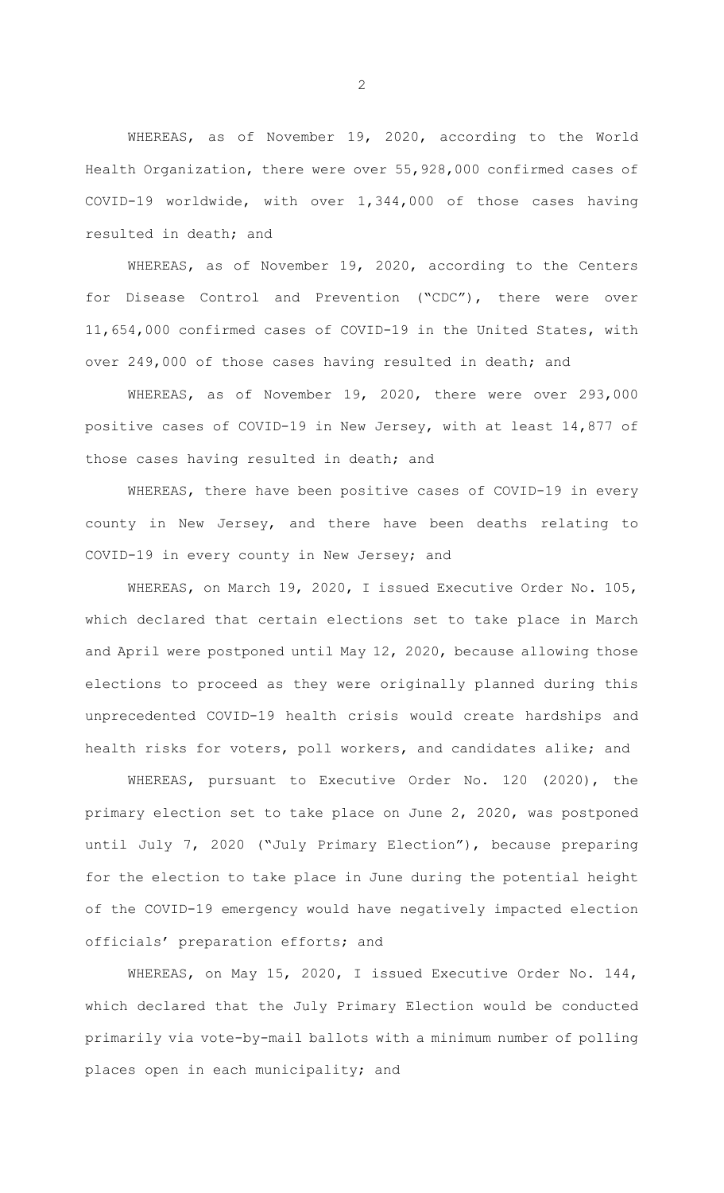WHEREAS, as of November 19, 2020, according to the World Health Organization, there were over 55,928,000 confirmed cases of COVID-19 worldwide, with over 1,344,000 of those cases having resulted in death; and

WHEREAS, as of November 19, 2020, according to the Centers for Disease Control and Prevention ("CDC"), there were over 11,654,000 confirmed cases of COVID-19 in the United States, with over 249,000 of those cases having resulted in death; and

WHEREAS, as of November 19, 2020, there were over 293,000 positive cases of COVID-19 in New Jersey, with at least 14,877 of those cases having resulted in death; and

WHEREAS, there have been positive cases of COVID-19 in every county in New Jersey, and there have been deaths relating to COVID-19 in every county in New Jersey; and

WHEREAS, on March 19, 2020, I issued Executive Order No. 105, which declared that certain elections set to take place in March and April were postponed until May 12, 2020, because allowing those elections to proceed as they were originally planned during this unprecedented COVID-19 health crisis would create hardships and health risks for voters, poll workers, and candidates alike; and

WHEREAS, pursuant to Executive Order No. 120 (2020), the primary election set to take place on June 2, 2020, was postponed until July 7, 2020 ("July Primary Election"), because preparing for the election to take place in June during the potential height of the COVID-19 emergency would have negatively impacted election officials' preparation efforts; and

WHEREAS, on May 15, 2020, I issued Executive Order No. 144, which declared that the July Primary Election would be conducted primarily via vote-by-mail ballots with a minimum number of polling places open in each municipality; and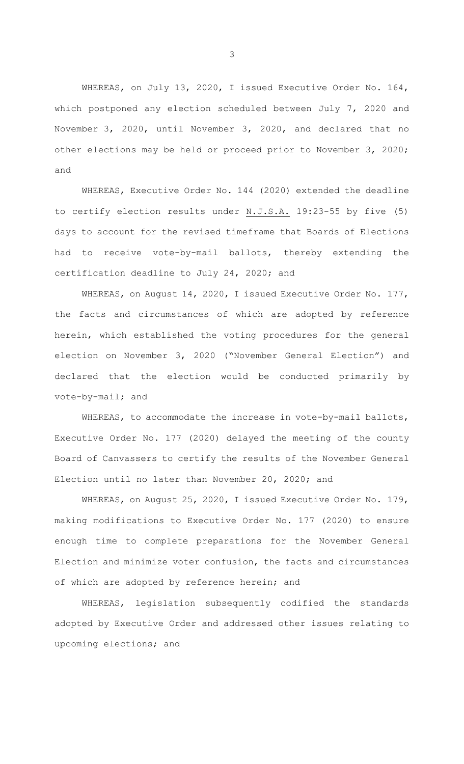WHEREAS, on July 13, 2020, I issued Executive Order No. 164, which postponed any election scheduled between July 7, 2020 and November 3, 2020, until November 3, 2020, and declared that no other elections may be held or proceed prior to November 3, 2020; and

WHEREAS, Executive Order No. 144 (2020) extended the deadline to certify election results under N.J.S.A. 19:23-55 by five (5) days to account for the revised timeframe that Boards of Elections had to receive vote-by-mail ballots, thereby extending the certification deadline to July 24, 2020; and

WHEREAS, on August 14, 2020, I issued Executive Order No. 177, the facts and circumstances of which are adopted by reference herein, which established the voting procedures for the general election on November 3, 2020 ("November General Election") and declared that the election would be conducted primarily by vote-by-mail; and

WHEREAS, to accommodate the increase in vote-by-mail ballots, Executive Order No. 177 (2020) delayed the meeting of the county Board of Canvassers to certify the results of the November General Election until no later than November 20, 2020; and

WHEREAS, on August 25, 2020, I issued Executive Order No. 179, making modifications to Executive Order No. 177 (2020) to ensure enough time to complete preparations for the November General Election and minimize voter confusion, the facts and circumstances of which are adopted by reference herein; and

WHEREAS, legislation subsequently codified the standards adopted by Executive Order and addressed other issues relating to upcoming elections; and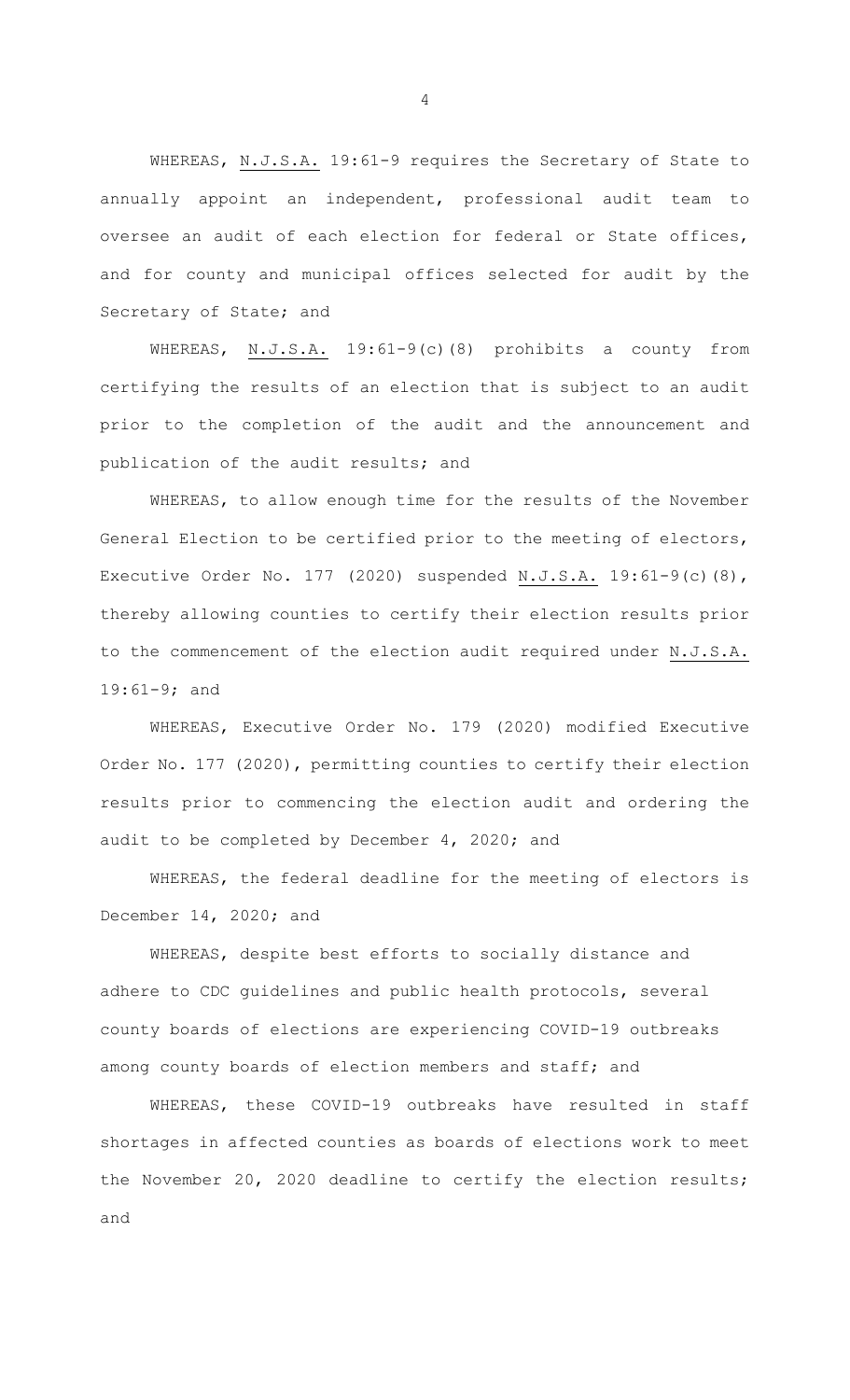WHEREAS, N.J.S.A. 19:61-9 requires the Secretary of State to annually appoint an independent, professional audit team to oversee an audit of each election for federal or State offices, and for county and municipal offices selected for audit by the Secretary of State; and

WHEREAS, N.J.S.A. 19:61-9(c)(8) prohibits a county from certifying the results of an election that is subject to an audit prior to the completion of the audit and the announcement and publication of the audit results; and

WHEREAS, to allow enough time for the results of the November General Election to be certified prior to the meeting of electors, Executive Order No. 177 (2020) suspended N.J.S.A. 19:61-9(c)(8), thereby allowing counties to certify their election results prior to the commencement of the election audit required under N.J.S.A. 19:61-9; and

WHEREAS, Executive Order No. 179 (2020) modified Executive Order No. 177 (2020), permitting counties to certify their election results prior to commencing the election audit and ordering the audit to be completed by December 4, 2020; and

WHEREAS, the federal deadline for the meeting of electors is December 14, 2020; and

WHEREAS, despite best efforts to socially distance and adhere to CDC guidelines and public health protocols, several county boards of elections are experiencing COVID-19 outbreaks among county boards of election members and staff; and

WHEREAS, these COVID-19 outbreaks have resulted in staff shortages in affected counties as boards of elections work to meet the November 20, 2020 deadline to certify the election results; and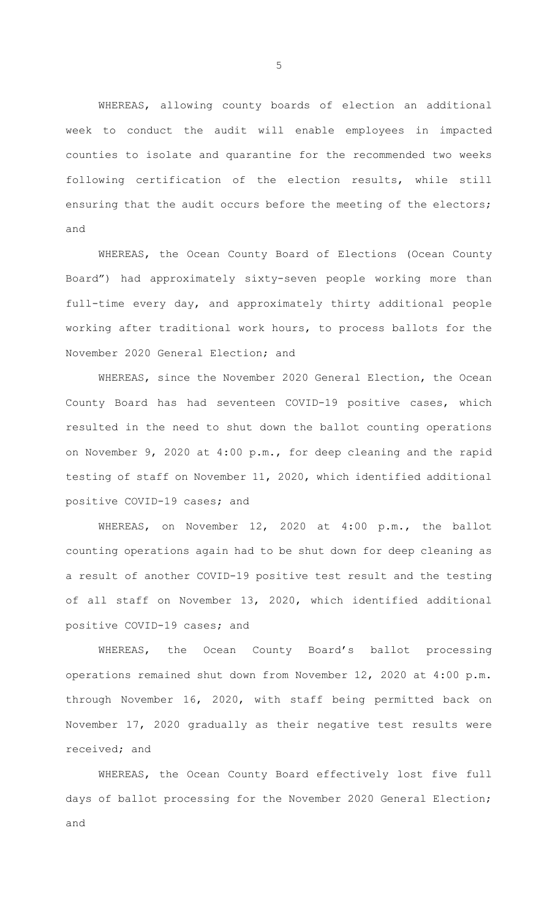WHEREAS, allowing county boards of election an additional week to conduct the audit will enable employees in impacted counties to isolate and quarantine for the recommended two weeks following certification of the election results, while still ensuring that the audit occurs before the meeting of the electors; and

WHEREAS, the Ocean County Board of Elections (Ocean County Board") had approximately sixty-seven people working more than full-time every day, and approximately thirty additional people working after traditional work hours, to process ballots for the November 2020 General Election; and

WHEREAS, since the November 2020 General Election, the Ocean County Board has had seventeen COVID-19 positive cases, which resulted in the need to shut down the ballot counting operations on November 9, 2020 at 4:00 p.m., for deep cleaning and the rapid testing of staff on November 11, 2020, which identified additional positive COVID-19 cases; and

WHEREAS, on November 12, 2020 at 4:00 p.m., the ballot counting operations again had to be shut down for deep cleaning as a result of another COVID-19 positive test result and the testing of all staff on November 13, 2020, which identified additional positive COVID-19 cases; and

WHEREAS, the Ocean County Board's ballot processing operations remained shut down from November 12, 2020 at 4:00 p.m. through November 16, 2020, with staff being permitted back on November 17, 2020 gradually as their negative test results were received; and

WHEREAS, the Ocean County Board effectively lost five full days of ballot processing for the November 2020 General Election; and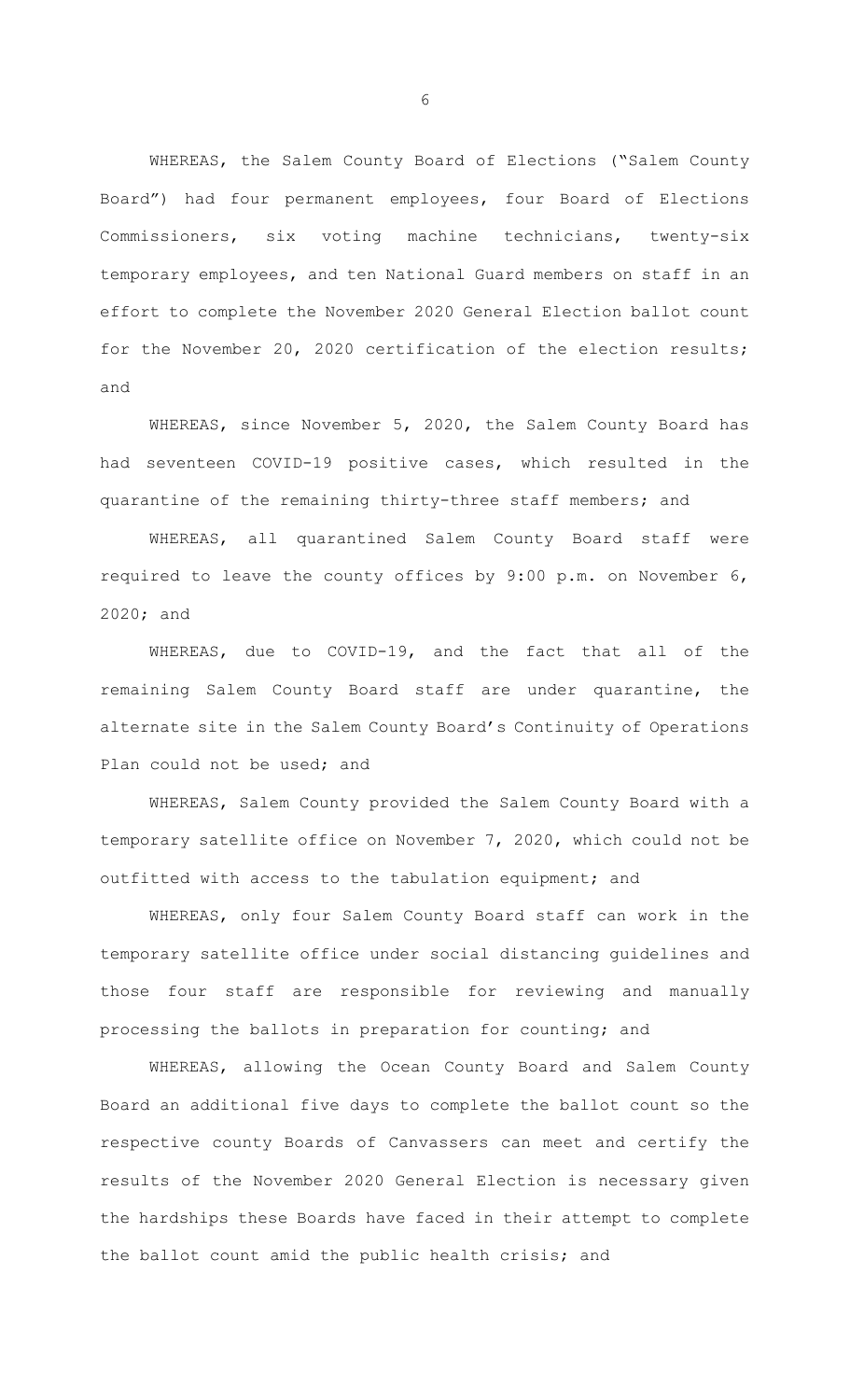WHEREAS, the Salem County Board of Elections ("Salem County Board") had four permanent employees, four Board of Elections Commissioners, six voting machine technicians, twenty-six temporary employees, and ten National Guard members on staff in an effort to complete the November 2020 General Election ballot count for the November 20, 2020 certification of the election results; and

WHEREAS, since November 5, 2020, the Salem County Board has had seventeen COVID-19 positive cases, which resulted in the quarantine of the remaining thirty-three staff members; and

WHEREAS, all quarantined Salem County Board staff were required to leave the county offices by 9:00 p.m. on November 6, 2020; and

WHEREAS, due to COVID-19, and the fact that all of the remaining Salem County Board staff are under quarantine, the alternate site in the Salem County Board's Continuity of Operations Plan could not be used; and

WHEREAS, Salem County provided the Salem County Board with a temporary satellite office on November 7, 2020, which could not be outfitted with access to the tabulation equipment; and

WHEREAS, only four Salem County Board staff can work in the temporary satellite office under social distancing guidelines and those four staff are responsible for reviewing and manually processing the ballots in preparation for counting; and

WHEREAS, allowing the Ocean County Board and Salem County Board an additional five days to complete the ballot count so the respective county Boards of Canvassers can meet and certify the results of the November 2020 General Election is necessary given the hardships these Boards have faced in their attempt to complete the ballot count amid the public health crisis; and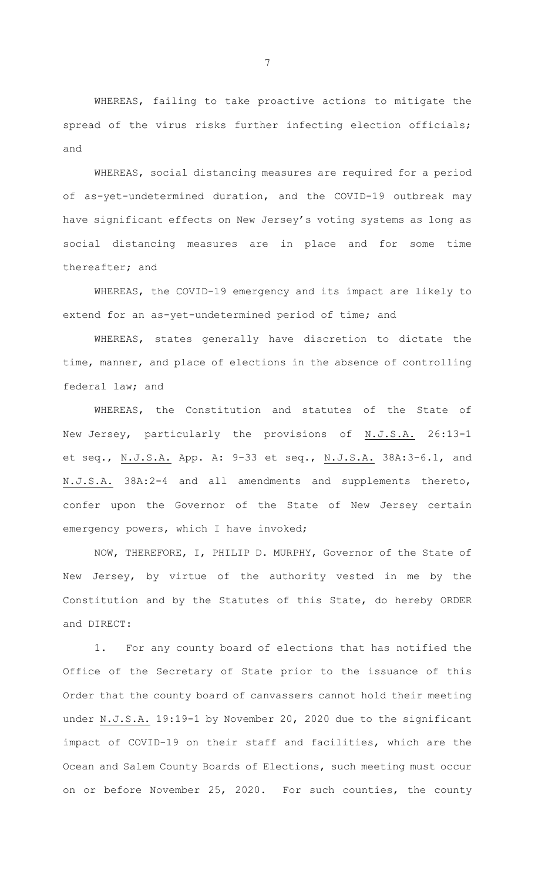WHEREAS, failing to take proactive actions to mitigate the spread of the virus risks further infecting election officials; and

WHEREAS, social distancing measures are required for a period of as-yet-undetermined duration, and the COVID-19 outbreak may have significant effects on New Jersey's voting systems as long as social distancing measures are in place and for some time thereafter; and

WHEREAS, the COVID-19 emergency and its impact are likely to extend for an as-yet-undetermined period of time; and

WHEREAS, states generally have discretion to dictate the time, manner, and place of elections in the absence of controlling federal law; and

WHEREAS, the Constitution and statutes of the State of New Jersey, particularly the provisions of N.J.S.A. 26:13-1 et seq., N.J.S.A. App. A: 9-33 et seq., N.J.S.A. 38A:3-6.1, and N.J.S.A. 38A:2-4 and all amendments and supplements thereto, confer upon the Governor of the State of New Jersey certain emergency powers, which I have invoked;

NOW, THEREFORE, I, PHILIP D. MURPHY, Governor of the State of New Jersey, by virtue of the authority vested in me by the Constitution and by the Statutes of this State, do hereby ORDER and DIRECT:

1. For any county board of elections that has notified the Office of the Secretary of State prior to the issuance of this Order that the county board of canvassers cannot hold their meeting under N.J.S.A. 19:19-1 by November 20, 2020 due to the significant impact of COVID-19 on their staff and facilities, which are the Ocean and Salem County Boards of Elections, such meeting must occur on or before November 25, 2020. For such counties, the county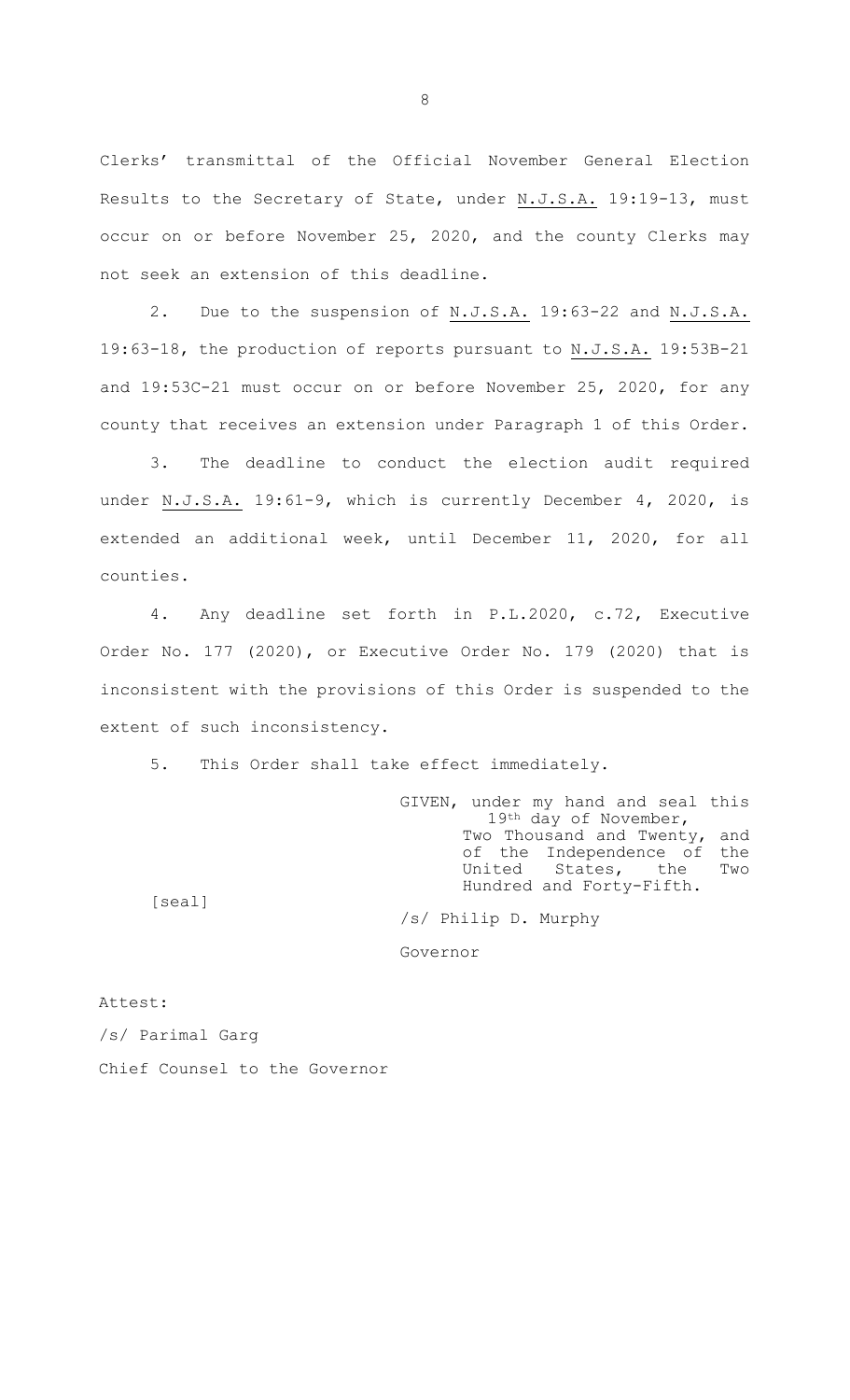Clerks' transmittal of the Official November General Election Results to the Secretary of State, under N.J.S.A. 19:19-13, must occur on or before November 25, 2020, and the county Clerks may not seek an extension of this deadline.

2. Due to the suspension of N.J.S.A. 19:63-22 and N.J.S.A. 19:63-18, the production of reports pursuant to N.J.S.A. 19:53B-21 and 19:53C-21 must occur on or before November 25, 2020, for any county that receives an extension under Paragraph 1 of this Order.

3. The deadline to conduct the election audit required under N.J.S.A. 19:61-9, which is currently December 4, 2020, is extended an additional week, until December 11, 2020, for all counties.

4. Any deadline set forth in P.L.2020, c.72, Executive Order No. 177 (2020), or Executive Order No. 179 (2020) that is inconsistent with the provisions of this Order is suspended to the extent of such inconsistency.

5. This Order shall take effect immediately.

GIVEN, under my hand and seal this 19th day of November, Two Thousand and Twenty, and of the Independence of the United States, the Two Hundred and Forty-Fifth.

[seal]

/s/ Philip D. Murphy

Governor

Attest:

/s/ Parimal Garg

Chief Counsel to the Governor